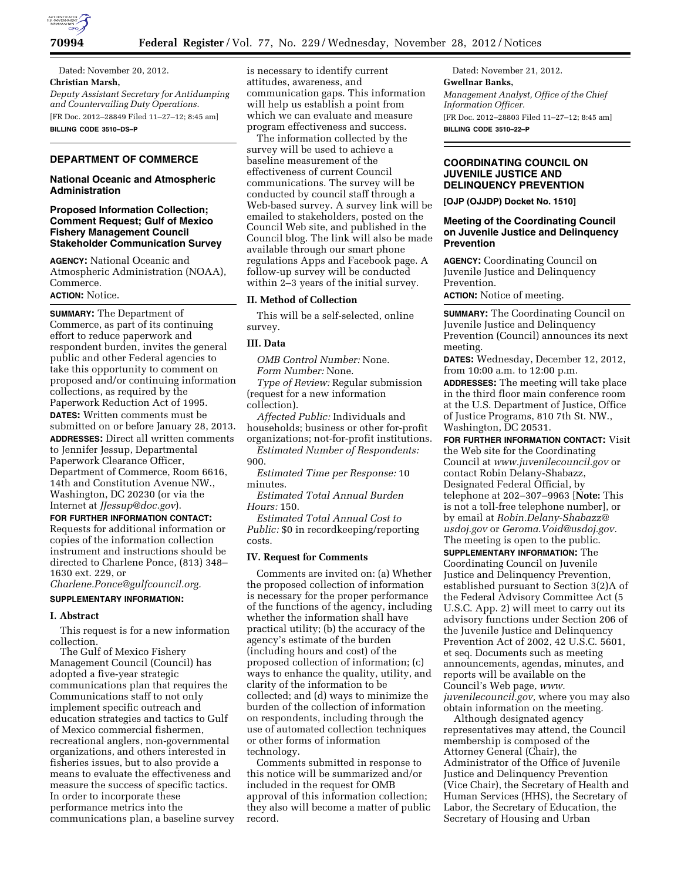Dated: November 20, 2012.

**Christian Marsh,**

*Deputy Assistant Secretary for Antidumping and Countervailing Duty Operations.*

[FR Doc. 2012–28849 Filed 11–27–12; 8:45 am]

**BILLING CODE 3510–DS–P**

## DEPARTMENT OF COMMERCE

### National Oceanic and Atmospheric Administration

### Proposed Information Collection; Comment Request; Gulf of Mexico Fishery Management Council Stakeholder Communication Survey

**AGENCY:** National Oceanic and Atmospheric Administration (NOAA), Commerce.

**ACTION:** Notice.

**SUMMARY:** The Department of Commerce, as part of its continuing effort to reduce paperwork and respondent burden, invites the general public and other Federal agencies to take this opportunity to comment on proposed and/or continuing information collections, as required by the Paperwork Reduction Act of 1995.

**DATES:** Written comments must be submitted on or before January 28, 2013.

**ADDRESSES:** Direct all written comments to Jennifer Jessup, Departmental Paperwork Clearance Officer, Department of Commerce, Room 6616, 14th and Constitution Avenue NW., Washington, DC 20230 (or via the Internet at *JJessup@doc.gov*).

**FOR FURTHER INFORMATION CONTACT:** Requests for additional information or copies of the information collection instrument and instructions should be directed to Charlene Ponce, (813) 348–1630 ext. 229, or *Charlene.Ponce@gulfcouncil.org.*

**SUPPLEMENTARY INFORMATION:**

**I. Abstract**

This request is for a new information collection.

The Gulf of Mexico Fishery Management Council (Council) has adopted a five-year strategic communications plan that requires the Communications staff to not only implement specific outreach and education strategies and tactics to Gulf of Mexico commercial fishermen, recreational anglers, non-governmental organizations, and others interested in fisheries issues, but to also provide a means to evaluate the effectiveness and measure the success of specific tactics. In order to incorporate these performance metrics into the communications plan, a baseline survey is necessary to identify current attitudes, awareness, and communication gaps. This information will help us establish a point from which we can evaluate and measure program effectiveness and success.

The information collected by the survey will be used to achieve a baseline measurement of the effectiveness of current Council communications. The survey will be conducted by council staff through a Web-based survey. A survey link will be emailed to stakeholders, posted on the Council Web site, and published in the Council blog. The link will also be made available through our smart phone regulations Apps and Facebook page. A follow-up survey will be conducted within 2–3 years of the initial survey.

**II. Method of Collection**

This will be a self-selected, online survey.

**III. Data**

*OMB Control Number:* None.

*Form Number:* None.

*Type of Review:* Regular submission (request for a new information collection).

*Affected Public:* Individuals and households; business or other for-profit organizations; not-for-profit institutions.

*Estimated Number of Respondents:* 900.

*Estimated Time per Response:* 10 minutes.

*Estimated Total Annual Burden Hours:* 150.

*Estimated Total Annual Cost to Public:* $0 in recordkeeping/reporting costs.

**IV. Request for Comments**

Comments are invited on: (a) Whether the proposed collection of information is necessary for the proper performance of the functions of the agency, including whether the information shall have practical utility; (b) the accuracy of the agency's estimate of the burden (including hours and cost) of the proposed collection of information; (c) ways to enhance the quality, utility, and clarity of the information to be collected; and (d) ways to minimize the burden of the collection of information on respondents, including through the use of automated collection techniques or other forms of information technology.

Comments submitted in response to this notice will be summarized and/or included in the request for OMB approval of this information collection; they also will become a matter of public record.

Dated: November 21, 2012.

**Gwellnar Banks,**

*Management Analyst, Office of the Chief Information Officer.*

[FR Doc. 2012–28803 Filed 11–27–12; 8:45 am]

**BILLING CODE 3510–22–P**

## COORDINATING COUNCIL ON JUVENILE JUSTICE AND DELINQUENCY PREVENTION

**[OJP (OJJDP) Docket No. 1510]**

### Meeting of the Coordinating Council on Juvenile Justice and Delinquency Prevention

**AGENCY:** Coordinating Council on Juvenile Justice and Delinquency Prevention.

**ACTION:** Notice of meeting.

**SUMMARY:** The Coordinating Council on Juvenile Justice and Delinquency Prevention (Council) announces its next meeting.

**DATES:** Wednesday, December 12, 2012, from 10:00 a.m. to 12:00 p.m.

**ADDRESSES:** The meeting will take place in the third floor main conference room at the U.S. Department of Justice, Office of Justice Programs, 810 7th St. NW., Washington, DC 20531.

**FOR FURTHER INFORMATION CONTACT:** Visit the Web site for the Coordinating Council at *www.juvenilecouncil.gov* or contact Robin Delany-Shabazz, Designated Federal Official, by telephone at 202–307–9963 [**Note:** This is not a toll-free telephone number], or by email at *Robin.Delany-Shabazz@usdoj.gov* or *Geroma.Void@usdoj.gov.* The meeting is open to the public.

**SUPPLEMENTARY INFORMATION:** The Coordinating Council on Juvenile Justice and Delinquency Prevention, established pursuant to Section 3(2)A of the Federal Advisory Committee Act (5 U.S.C. App. 2) will meet to carry out its advisory functions under Section 206 of the Juvenile Justice and Delinquency Prevention Act of 2002, 42 U.S.C. 5601, et seq. Documents such as meeting announcements, agendas, minutes, and reports will be available on the Council's Web page, *www.juvenilecouncil.gov,* where you may also obtain information on the meeting.

Although designated agency representatives may attend, the Council membership is composed of the Attorney General (Chair), the Administrator of the Office of Juvenile Justice and Delinquency Prevention (Vice Chair), the Secretary of Health and Human Services (HHS), the Secretary of Labor, the Secretary of Education, the Secretary of Housing and Urban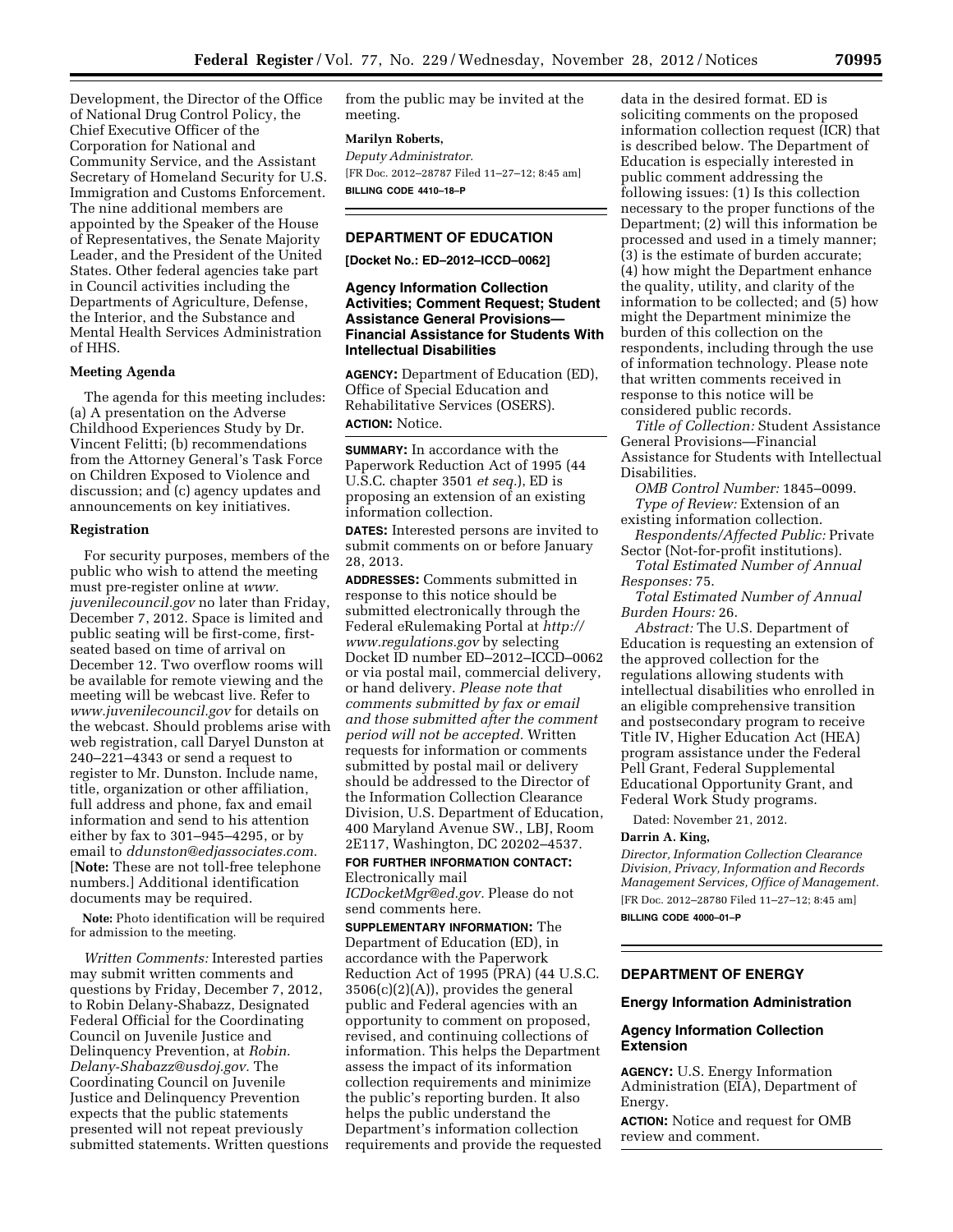Development, the Director of the Office of National Drug Control Policy, the Chief Executive Officer of the Corporation for National and Community Service, and the Assistant Secretary of Homeland Security for U.S. Immigration and Customs Enforcement. The nine additional members are appointed by the Speaker of the House of Representatives, the Senate Majority Leader, and the President of the United States. Other federal agencies take part in Council activities including the Departments of Agriculture, Defense, the Interior, and the Substance and Mental Health Services Administration of HHS.

### Meeting Agenda

The agenda for this meeting includes: (a) A presentation on the Adverse Childhood Experiences Study by Dr. Vincent Felitti; (b) recommendations from the Attorney General's Task Force on Children Exposed to Violence and discussion; and (c) agency updates and announcements on key initiatives.

### Registration

For security purposes, members of the public who wish to attend the meeting must pre-register online at *www.juvenilecouncil.gov* no later than Friday, December 7, 2012. Space is limited and public seating will be first-come, first-seated based on time of arrival on December 12. Two overflow rooms will be available for remote viewing and the meeting will be webcast live. Refer to *www.juvenilecouncil.gov* for details on the webcast. Should problems arise with web registration, call Daryel Dunston at 240–221–4343 or send a request to register to Mr. Dunston. Include name, title, organization or other affiliation, full address and phone, fax and email information and send to his attention either by fax to 301–945–4295, or by email to *ddunston@edjassociates.com.* [**Note:** These are not toll-free telephone numbers.] Additional identification documents may be required.

**Note:** Photo identification will be required for admission to the meeting.

*Written Comments:* Interested parties may submit written comments and questions by Friday, December 7, 2012, to Robin Delany-Shabazz, Designated Federal Official for the Coordinating Council on Juvenile Justice and Delinquency Prevention, at *Robin.Delany-Shabazz@usdoj.gov.* The Coordinating Council on Juvenile Justice and Delinquency Prevention expects that the public statements presented will not repeat previously submitted statements. Written questions from the public may be invited at the meeting.

**Marilyn Roberts,**

*Deputy Administrator.*

[FR Doc. 2012–28787 Filed 11–27–12; 8:45 am]

**BILLING CODE 4410–18–P**

## DEPARTMENT OF EDUCATION

**[Docket No.: ED–2012–ICCD–0062]**

### Agency Information Collection Activities; Comment Request; Student Assistance General Provisions—Financial Assistance for Students With Intellectual Disabilities

**AGENCY:** Department of Education (ED), Office of Special Education and Rehabilitative Services (OSERS).

**ACTION:** Notice.

**SUMMARY:** In accordance with the Paperwork Reduction Act of 1995 (44 U.S.C. chapter 3501 *et seq.*), ED is proposing an extension of an existing information collection.

**DATES:** Interested persons are invited to submit comments on or before January 28, 2013.

**ADDRESSES:** Comments submitted in response to this notice should be submitted electronically through the Federal eRulemaking Portal at *http://www.regulations.gov* by selecting Docket ID number ED–2012–ICCD–0062 or via postal mail, commercial delivery, or hand delivery. *Please note that comments submitted by fax or email and those submitted after the comment period will not be accepted.* Written requests for information or comments submitted by postal mail or delivery should be addressed to the Director of the Information Collection Clearance Division, U.S. Department of Education, 400 Maryland Avenue SW., LBJ, Room 2E117, Washington, DC 20202–4537.

**FOR FURTHER INFORMATION CONTACT:** Electronically mail *ICDocketMgr@ed.gov.* Please do not send comments here.

**SUPPLEMENTARY INFORMATION:** The Department of Education (ED), in accordance with the Paperwork Reduction Act of 1995 (PRA) (44 U.S.C. 3506(c)(2)(A)), provides the general public and Federal agencies with an opportunity to comment on proposed, revised, and continuing collections of information. This helps the Department assess the impact of its information collection requirements and minimize the public's reporting burden. It also helps the public understand the Department's information collection requirements and provide the requested data in the desired format. ED is soliciting comments on the proposed information collection request (ICR) that is described below. The Department of Education is especially interested in public comment addressing the following issues: (1) Is this collection necessary to the proper functions of the Department; (2) will this information be processed and used in a timely manner; (3) is the estimate of burden accurate; (4) how might the Department enhance the quality, utility, and clarity of the information to be collected; and (5) how might the Department minimize the burden of this collection on the respondents, including through the use of information technology. Please note that written comments received in response to this notice will be considered public records.

*Title of Collection:* Student Assistance General Provisions—Financial Assistance for Students with Intellectual Disabilities.

*OMB Control Number:* 1845–0099.

*Type of Review:* Extension of an existing information collection.

*Respondents/Affected Public:* Private Sector (Not-for-profit institutions).

*Total Estimated Number of Annual Responses:* 75.

*Total Estimated Number of Annual Burden Hours:* 26.

*Abstract:* The U.S. Department of Education is requesting an extension of the approved collection for the regulations allowing students with intellectual disabilities who enrolled in an eligible comprehensive transition and postsecondary program to receive Title IV, Higher Education Act (HEA) program assistance under the Federal Pell Grant, Federal Supplemental Educational Opportunity Grant, and Federal Work Study programs.

Dated: November 21, 2012.

**Darrin A. King,**

*Director, Information Collection Clearance Division, Privacy, Information and Records Management Services, Office of Management.*

[FR Doc. 2012–28780 Filed 11–27–12; 8:45 am]

**BILLING CODE 4000–01–P**

## DEPARTMENT OF ENERGY

### Energy Information Administration

### Agency Information Collection Extension

**AGENCY:** U.S. Energy Information Administration (EIA), Department of Energy.

**ACTION:** Notice and request for OMB review and comment.